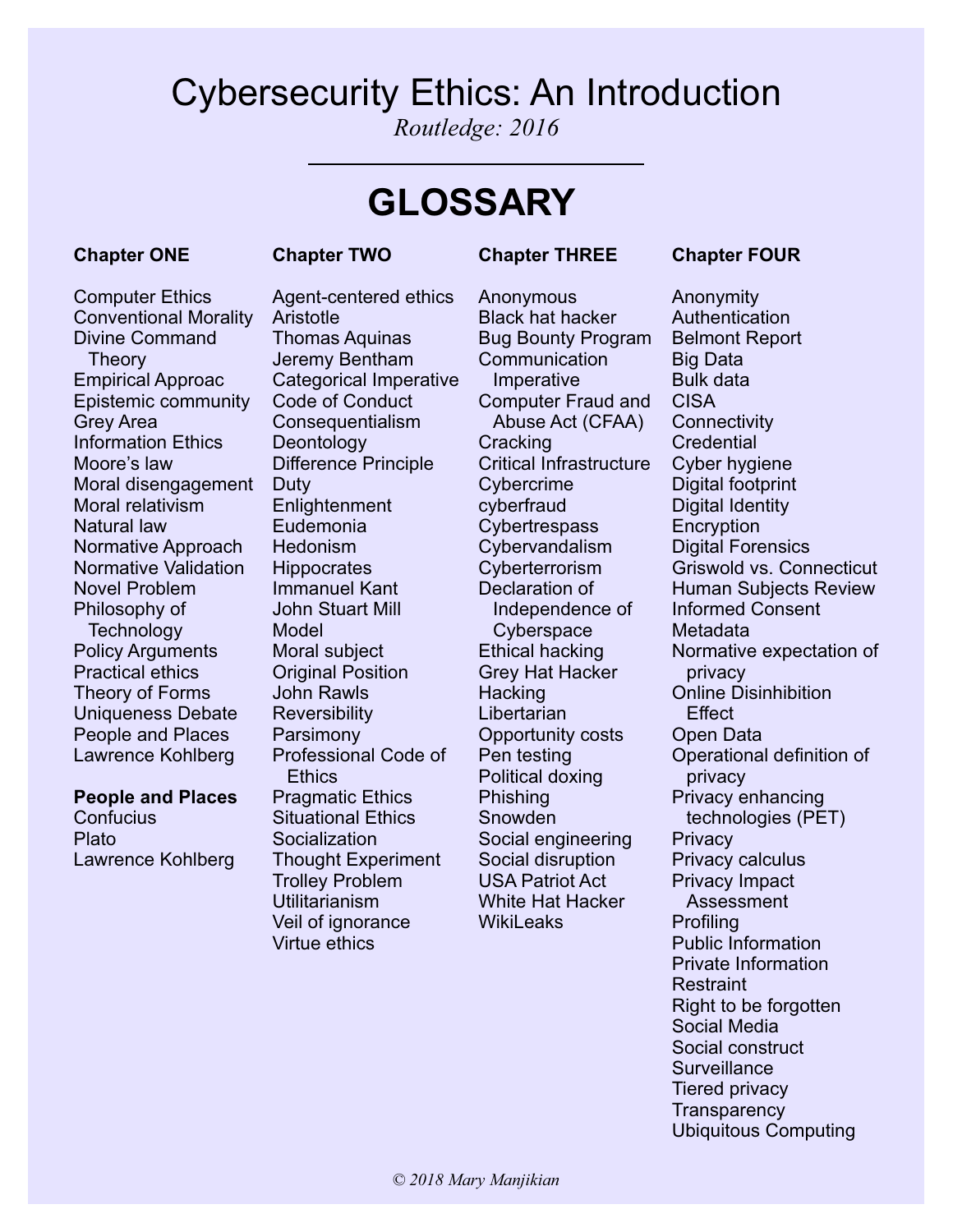# Cybersecurity Ethics: An Introduction

*Routledge: 2016*

---

## GLOSSARY

**Chapter ONE**

Computer Ethics
Conventional Morality
Divine Command Theory
Empirical Approac
Epistemic community
Grey Area
Information Ethics
Moore's law
Moral disengagement
Moral relativism
Natural law
Normative Approach
Normative Validation
Novel Problem
Philosophy of Technology
Policy Arguments
Practical ethics
Theory of Forms
Uniqueness Debate
People and Places
Lawrence Kohlberg

**People and Places**

Confucius
Plato
Lawrence Kohlberg

**Chapter TWO**

Agent-centered ethics
Aristotle
Thomas Aquinas
Jeremy Bentham
Categorical Imperative
Code of Conduct
Consequentialism
Deontology
Difference Principle
Duty
Enlightenment
Eudemonia
Hedonism
Hippocrates
Immanuel Kant
John Stuart Mill
Model
Moral subject
Original Position
John Rawls
Reversibility
Parsimony
Professional Code of Ethics
Pragmatic Ethics
Situational Ethics
Socialization
Thought Experiment
Trolley Problem
Utilitarianism
Veil of ignorance
Virtue ethics

**Chapter THREE**

Anonymous
Black hat hacker
Bug Bounty Program
Communication Imperative
Computer Fraud and Abuse Act (CFAA)
Cracking
Critical Infrastructure
Cybercrime
cyberfraud
Cybertrespass
Cybervandalism
Cyberterrorism
Declaration of Independence of Cyberspace
Ethical hacking
Grey Hat Hacker
Hacking
Libertarian
Opportunity costs
Pen testing
Political doxing
Phishing
Snowden
Social engineering
Social disruption
USA Patriot Act
White Hat Hacker
WikiLeaks

**Chapter FOUR**

Anonymity
Authentication
Belmont Report
Big Data
Bulk data
CISA
Connectivity
Credential
Cyber hygiene
Digital footprint
Digital Identity
Encryption
Digital Forensics
Griswold vs. Connecticut
Human Subjects Review
Informed Consent
Metadata
Normative expectation of privacy
Online Disinhibition Effect
Open Data
Operational definition of privacy
Privacy enhancing technologies (PET)
Privacy
Privacy calculus
Privacy Impact Assessment
Profiling
Public Information
Private Information
Restraint
Right to be forgotten
Social Media
Social construct
Surveillance
Tiered privacy
Transparency
Ubiquitous Computing

*© 2018 Mary Manjikian*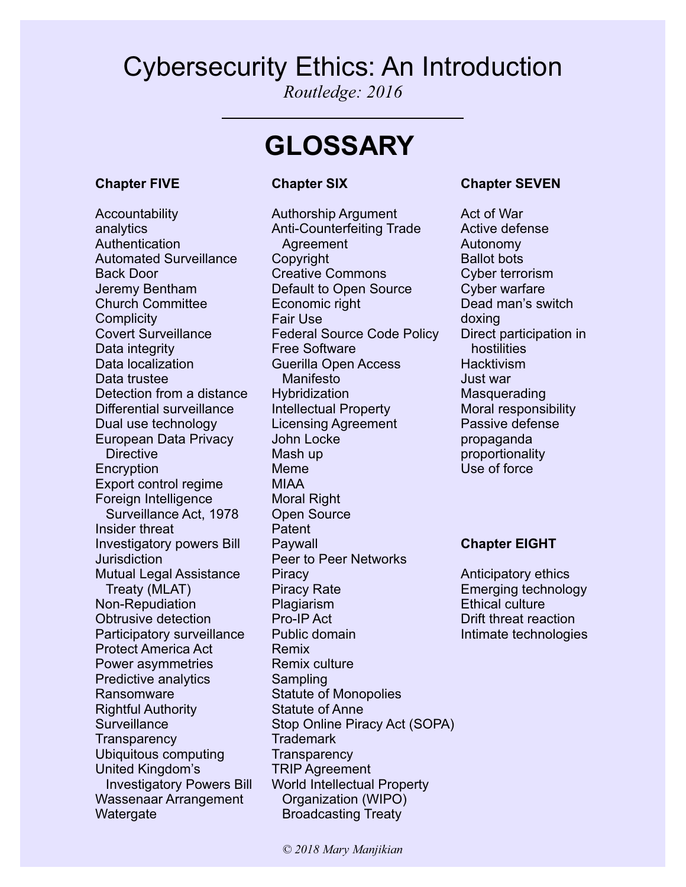# Cybersecurity Ethics: An Introduction

*Routledge: 2016*

## GLOSSARY

### Chapter FIVE

Accountability
analytics
Authentication
Automated Surveillance
Back Door
Jeremy Bentham
Church Committee
Complicity
Covert Surveillance
Data integrity
Data localization
Data trustee
Detection from a distance
Differential surveillance
Dual use technology
European Data Privacy Directive
Encryption
Export control regime
Foreign Intelligence Surveillance Act, 1978
Insider threat
Investigatory powers Bill
Jurisdiction
Mutual Legal Assistance Treaty (MLAT)
Non-Repudiation
Obtrusive detection
Participatory surveillance
Protect America Act
Power asymmetries
Predictive analytics
Ransomware
Rightful Authority
Surveillance
Transparency
Ubiquitous computing
United Kingdom's Investigatory Powers Bill
Wassenaar Arrangement
Watergate

### Chapter SIX

Authorship Argument
Anti-Counterfeiting Trade Agreement
Copyright
Creative Commons
Default to Open Source
Economic right
Fair Use
Federal Source Code Policy
Free Software
Guerilla Open Access Manifesto
Hybridization
Intellectual Property
Licensing Agreement
John Locke
Mash up
Meme
MIAA
Moral Right
Open Source
Patent
Paywall
Peer to Peer Networks
Piracy
Piracy Rate
Plagiarism
Pro-IP Act
Public domain
Remix
Remix culture
Sampling
Statute of Monopolies
Statute of Anne
Stop Online Piracy Act (SOPA)
Trademark
Transparency
TRIP Agreement
World Intellectual Property Organization (WIPO) Broadcasting Treaty

### Chapter SEVEN

Act of War
Active defense
Autonomy
Ballot bots
Cyber terrorism
Cyber warfare
Dead man's switch
doxing
Direct participation in hostilities
Hacktivism
Just war
Masquerading
Moral responsibility
Passive defense
propaganda
proportionality
Use of force

### Chapter EIGHT

Anticipatory ethics
Emerging technology
Ethical culture
Drift threat reaction
Intimate technologies

*© 2018 Mary Manjikian*